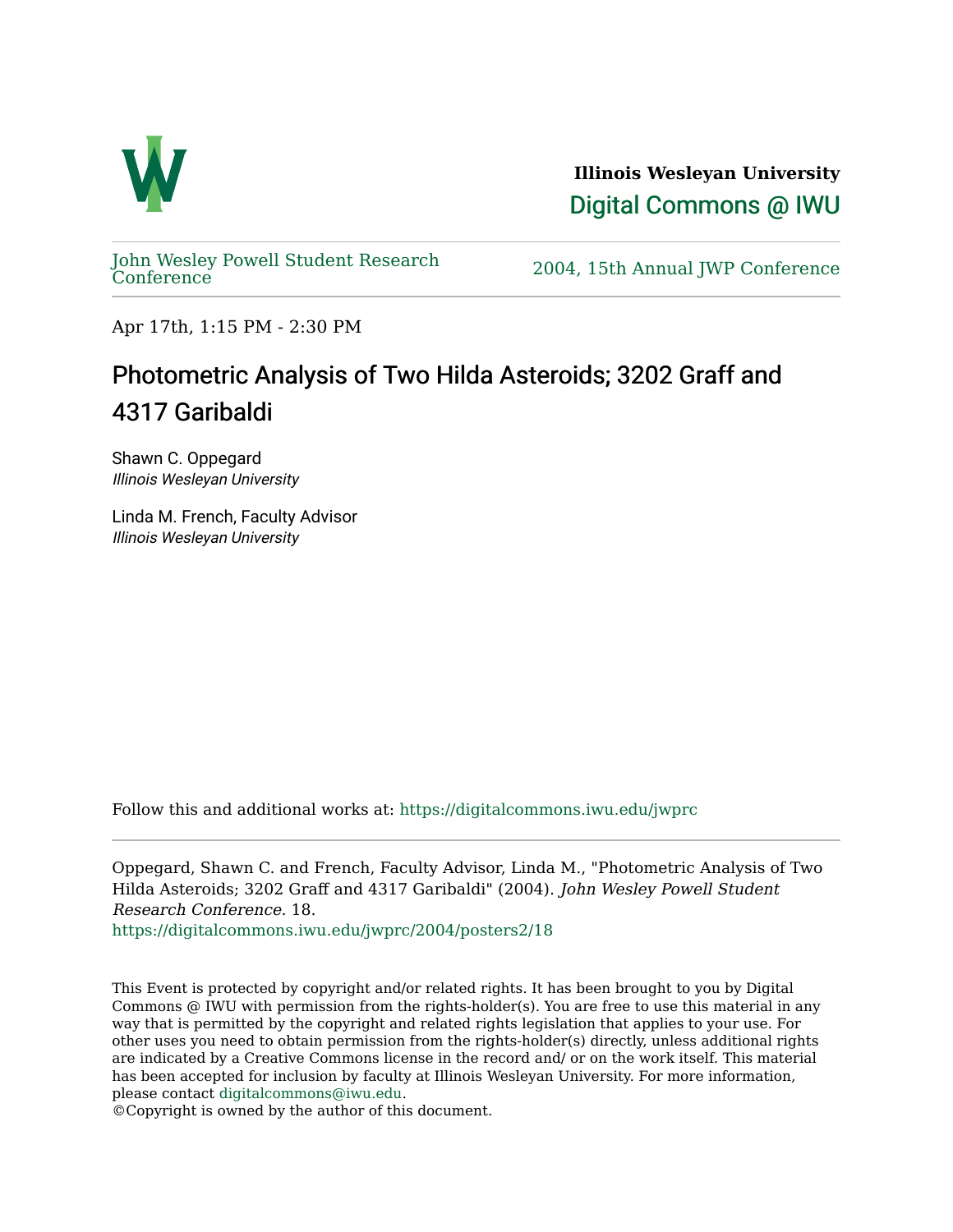**Illinois Wesleyan University**

Digital Commons @ IWU

John Wesley Powell Student Research Conference

2004, 15th Annual JWP Conference

Apr 17th, 1:15 PM - 2:30 PM

# Photometric Analysis of Two Hilda Asteroids; 3202 Graff and 4317 Garibaldi

Shawn C. Oppegard
*Illinois Wesleyan University*

Linda M. French, Faculty Advisor
*Illinois Wesleyan University*

Follow this and additional works at: https://digitalcommons.iwu.edu/jwprc

Oppegard, Shawn C. and French, Faculty Advisor, Linda M., "Photometric Analysis of Two Hilda Asteroids; 3202 Graff and 4317 Garibaldi" (2004). *John Wesley Powell Student Research Conference*. 18.
https://digitalcommons.iwu.edu/jwprc/2004/posters2/18

This Event is protected by copyright and/or related rights. It has been brought to you by Digital Commons @ IWU with permission from the rights-holder(s). You are free to use this material in any way that is permitted by the copyright and related rights legislation that applies to your use. For other uses you need to obtain permission from the rights-holder(s) directly, unless additional rights are indicated by a Creative Commons license in the record and/ or on the work itself. This material has been accepted for inclusion by faculty at Illinois Wesleyan University. For more information, please contact digitalcommons@iwu.edu.
©Copyright is owned by the author of this document.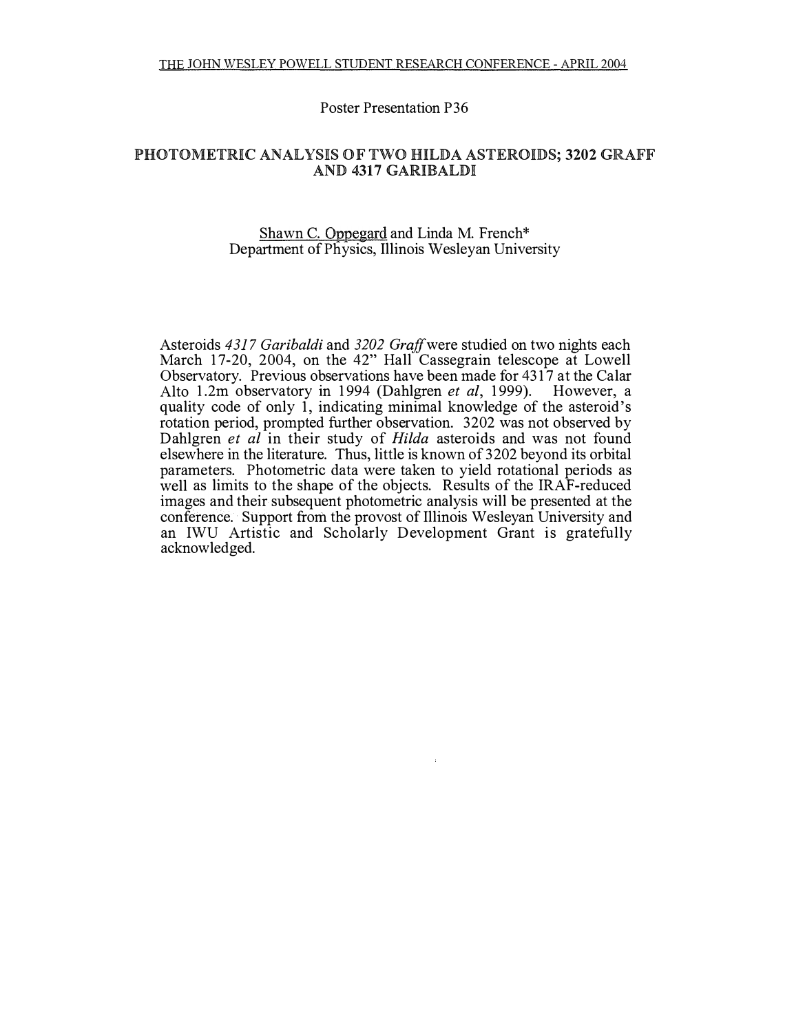Poster Presentation P36

# PHOTOMETRIC ANALYSIS OF TWO HILDA ASTEROIDS; 3202 GRAFF AND 4317 GARIBALDI

Shawn C. Oppegard and Linda M. French*
Department of Physics, Illinois Wesleyan University

Asteroids *4317 Garibaldi* and *3202 Graff* were studied on two nights each March 17-20, 2004, on the 42" Hall Cassegrain telescope at Lowell Observatory. Previous observations have been made for 4317 at the Calar Alto 1.2m observatory in 1994 (Dahlgren *et al*, 1999). However, a quality code of only 1, indicating minimal knowledge of the asteroid's rotation period, prompted further observation. 3202 was not observed by Dahlgren *et al* in their study of *Hilda* asteroids and was not found elsewhere in the literature. Thus, little is known of 3202 beyond its orbital parameters. Photometric data were taken to yield rotational periods as well as limits to the shape of the objects. Results of the IRAF-reduced images and their subsequent photometric analysis will be presented at the conference. Support from the provost of Illinois Wesleyan University and an IWU Artistic and Scholarly Development Grant is gratefully acknowledged.